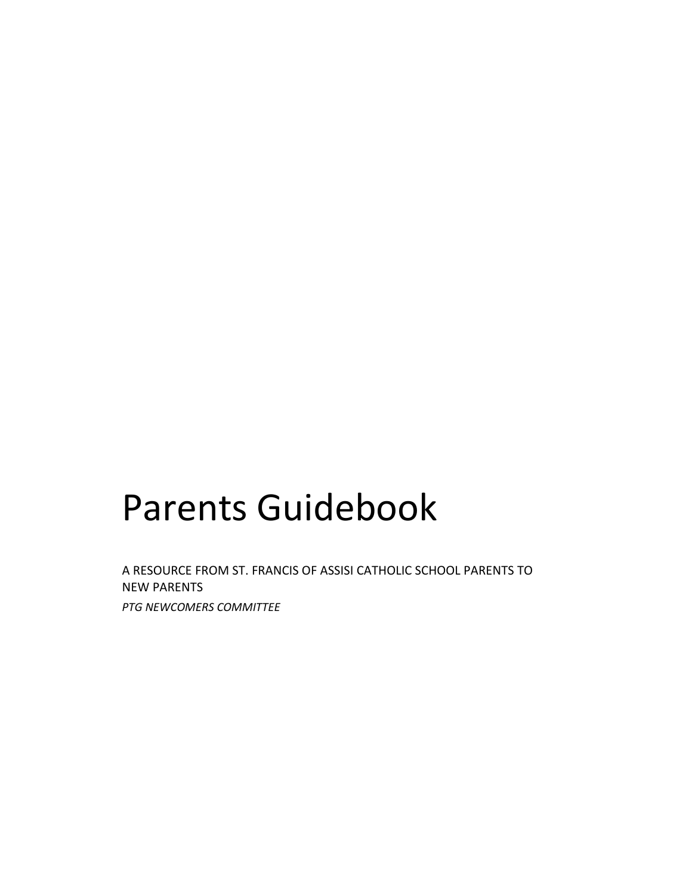# Parents Guidebook

A RESOURCE FROM ST. FRANCIS OF ASSISI CATHOLIC SCHOOL PARENTS TO NEW PARENTS

*PTG NEWCOMERS COMMITTEE*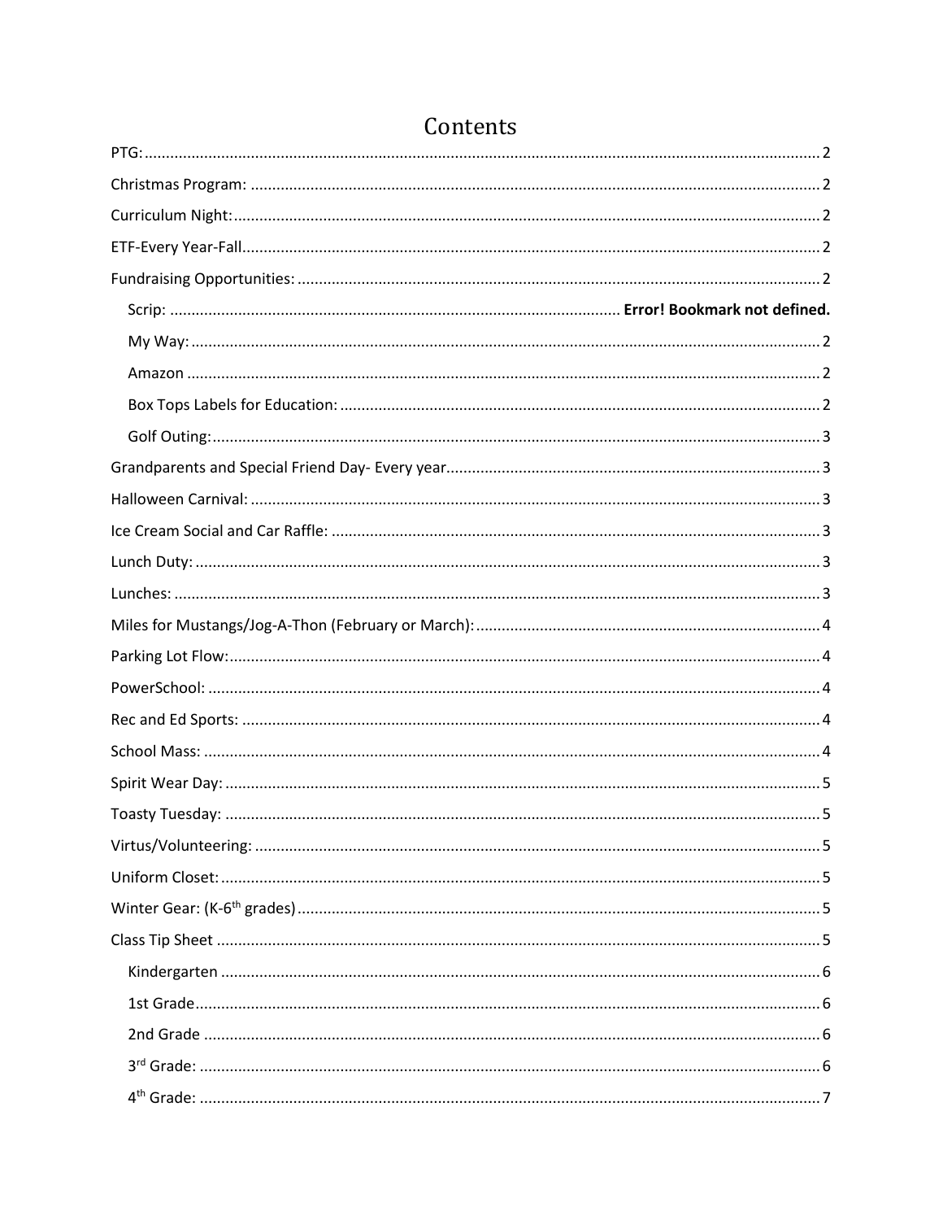# Contents

- PTG: 2
- Christmas Program: 2
- Curriculum Night: 2
- ETF-Every Year-Fall 2
- Fundraising Opportunities: 2
  - Scrip: **Error! Bookmark not defined.**
  - My Way: 2
  - Amazon 2
  - Box Tops Labels for Education: 2
  - Golf Outing: 3
- Grandparents and Special Friend Day- Every year 3
- Halloween Carnival: 3
- Ice Cream Social and Car Raffle: 3
- Lunch Duty: 3
- Lunches: 3
- Miles for Mustangs/Jog-A-Thon (February or March): 4
- Parking Lot Flow: 4
- PowerSchool: 4
- Rec and Ed Sports: 4
- School Mass: 4
- Spirit Wear Day: 5
- Toasty Tuesday: 5
- Virtus/Volunteering: 5
- Uniform Closet: 5
- Winter Gear: (K-6th grades) 5
- Class Tip Sheet 5
  - Kindergarten 6
  - 1st Grade 6
  - 2nd Grade 6
  - 3rd Grade: 6
  - 4th Grade: 7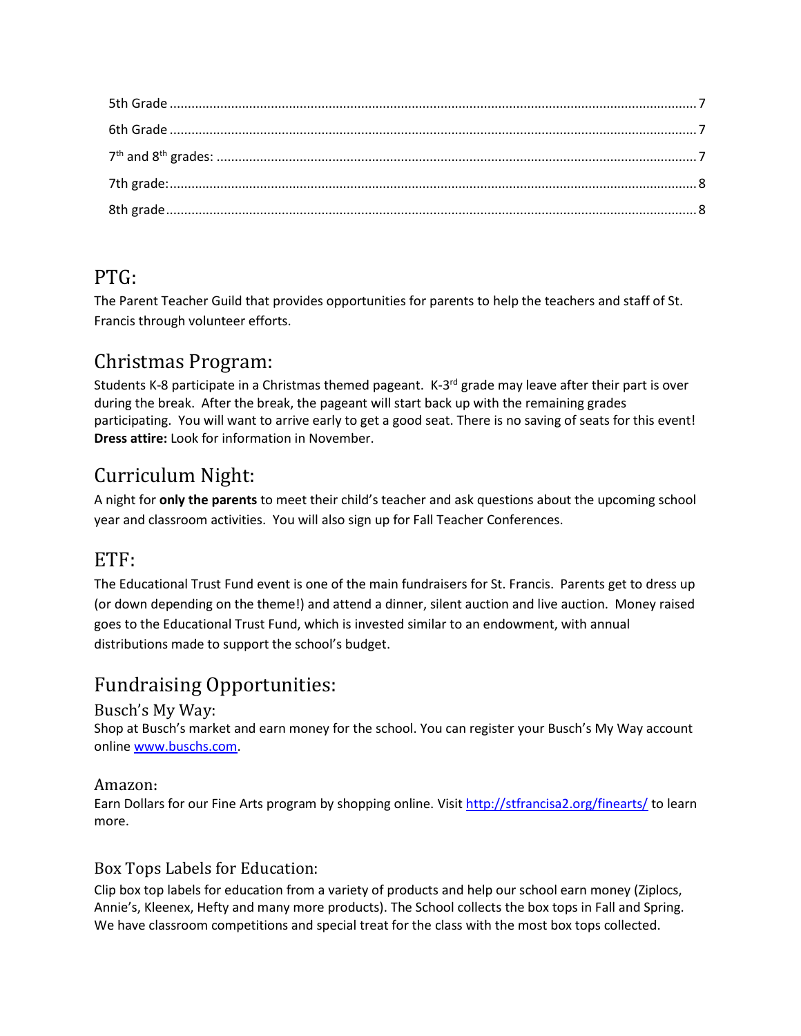5th Grade ....................................................................................................................................... 7

6th Grade ....................................................................................................................................... 7

7th and 8th grades: ........................................................................................................................ 7

7th grade:....................................................................................................................................... 8

8th grade........................................................................................................................................ 8

# PTG:

The Parent Teacher Guild that provides opportunities for parents to help the teachers and staff of St. Francis through volunteer efforts.

# Christmas Program:

Students K-8 participate in a Christmas themed pageant. K-3rd grade may leave after their part is over during the break. After the break, the pageant will start back up with the remaining grades participating. You will want to arrive early to get a good seat. There is no saving of seats for this event! **Dress attire:** Look for information in November.

# Curriculum Night:

A night for **only the parents** to meet their child's teacher and ask questions about the upcoming school year and classroom activities. You will also sign up for Fall Teacher Conferences.

# ETF:

The Educational Trust Fund event is one of the main fundraisers for St. Francis. Parents get to dress up (or down depending on the theme!) and attend a dinner, silent auction and live auction. Money raised goes to the Educational Trust Fund, which is invested similar to an endowment, with annual distributions made to support the school's budget.

# Fundraising Opportunities:

## Busch's My Way:

Shop at Busch's market and earn money for the school. You can register your Busch's My Way account online [www.buschs.com](www.buschs.com).

## Amazon:

Earn Dollars for our Fine Arts program by shopping online. Visit [http://stfrancisa2.org/finearts/](http://stfrancisa2.org/finearts/) to learn more.

## Box Tops Labels for Education:

Clip box top labels for education from a variety of products and help our school earn money (Ziplocs, Annie's, Kleenex, Hefty and many more products). The School collects the box tops in Fall and Spring. We have classroom competitions and special treat for the class with the most box tops collected.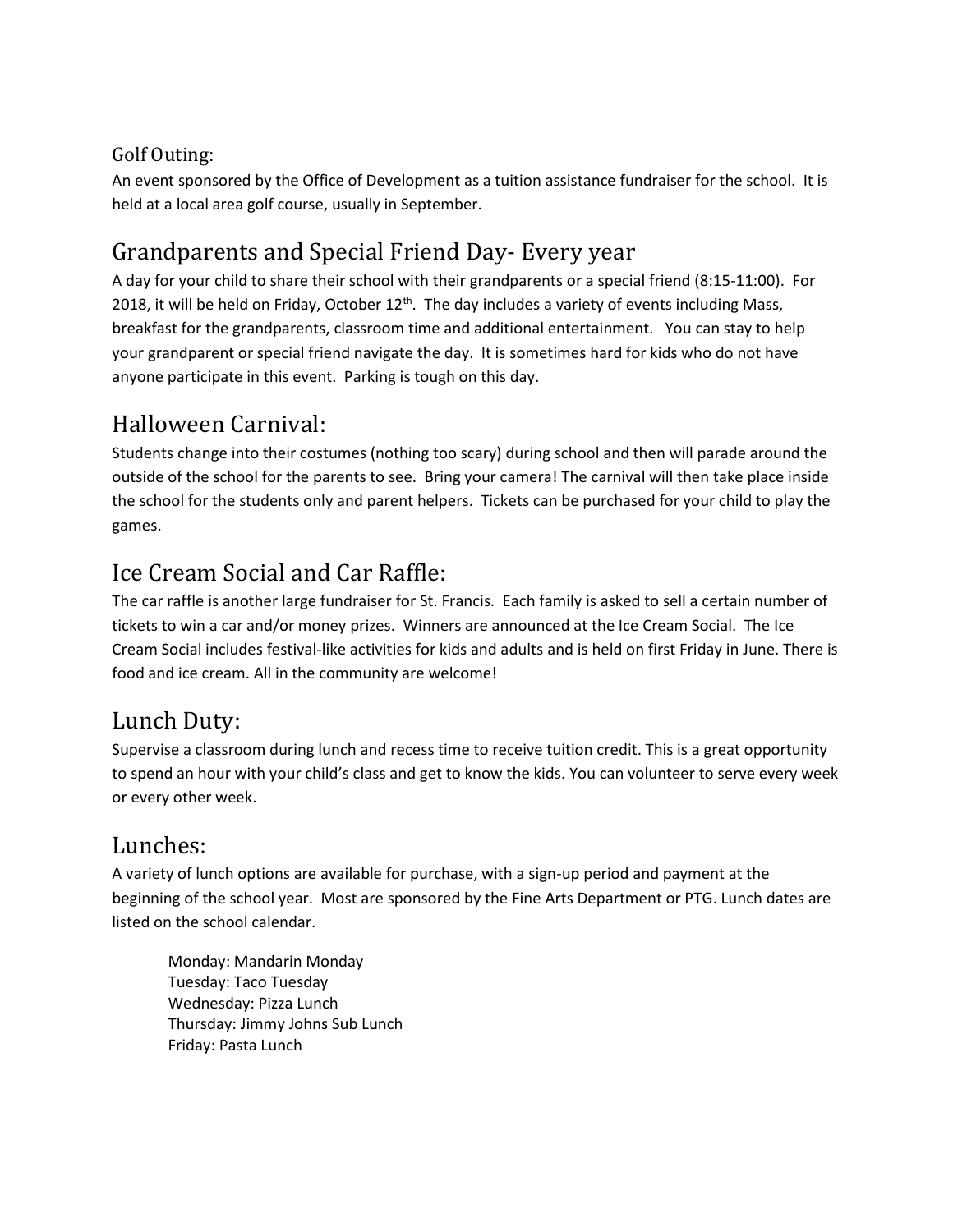### Golf Outing:

An event sponsored by the Office of Development as a tuition assistance fundraiser for the school. It is held at a local area golf course, usually in September.

## Grandparents and Special Friend Day- Every year

A day for your child to share their school with their grandparents or a special friend (8:15-11:00). For 2018, it will be held on Friday, October 12th. The day includes a variety of events including Mass, breakfast for the grandparents, classroom time and additional entertainment. You can stay to help your grandparent or special friend navigate the day. It is sometimes hard for kids who do not have anyone participate in this event. Parking is tough on this day.

## Halloween Carnival:

Students change into their costumes (nothing too scary) during school and then will parade around the outside of the school for the parents to see. Bring your camera! The carnival will then take place inside the school for the students only and parent helpers. Tickets can be purchased for your child to play the games.

## Ice Cream Social and Car Raffle:

The car raffle is another large fundraiser for St. Francis. Each family is asked to sell a certain number of tickets to win a car and/or money prizes. Winners are announced at the Ice Cream Social. The Ice Cream Social includes festival-like activities for kids and adults and is held on first Friday in June. There is food and ice cream. All in the community are welcome!

## Lunch Duty:

Supervise a classroom during lunch and recess time to receive tuition credit. This is a great opportunity to spend an hour with your child's class and get to know the kids. You can volunteer to serve every week or every other week.

## Lunches:

A variety of lunch options are available for purchase, with a sign-up period and payment at the beginning of the school year. Most are sponsored by the Fine Arts Department or PTG. Lunch dates are listed on the school calendar.

Monday: Mandarin Monday
Tuesday: Taco Tuesday
Wednesday: Pizza Lunch
Thursday: Jimmy Johns Sub Lunch
Friday: Pasta Lunch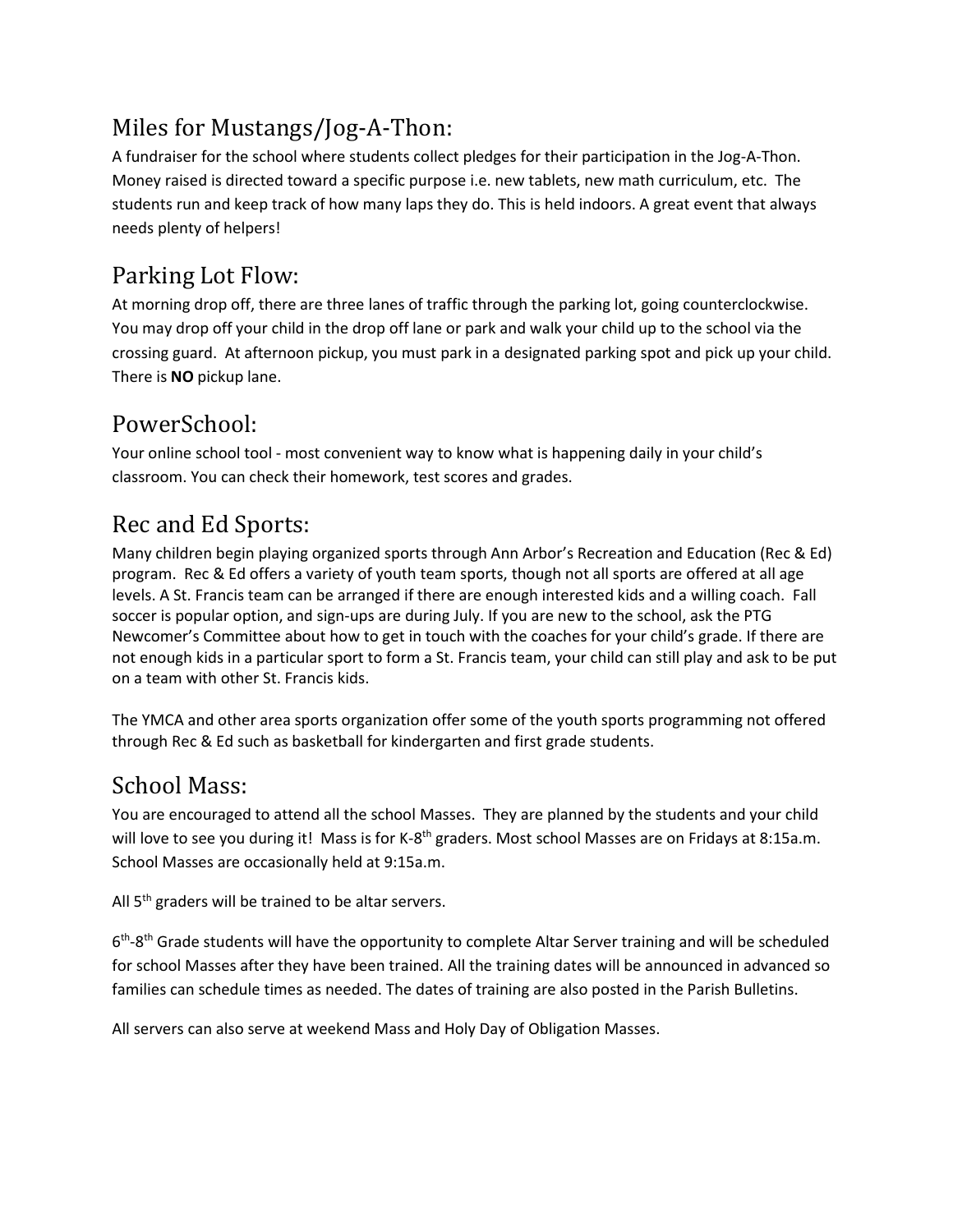## Miles for Mustangs/Jog-A-Thon:

A fundraiser for the school where students collect pledges for their participation in the Jog-A-Thon. Money raised is directed toward a specific purpose i.e. new tablets, new math curriculum, etc. The students run and keep track of how many laps they do. This is held indoors. A great event that always needs plenty of helpers!

## Parking Lot Flow:

At morning drop off, there are three lanes of traffic through the parking lot, going counterclockwise. You may drop off your child in the drop off lane or park and walk your child up to the school via the crossing guard. At afternoon pickup, you must park in a designated parking spot and pick up your child. There is **NO** pickup lane.

## PowerSchool:

Your online school tool - most convenient way to know what is happening daily in your child's classroom. You can check their homework, test scores and grades.

## Rec and Ed Sports:

Many children begin playing organized sports through Ann Arbor's Recreation and Education (Rec & Ed) program. Rec & Ed offers a variety of youth team sports, though not all sports are offered at all age levels. A St. Francis team can be arranged if there are enough interested kids and a willing coach. Fall soccer is popular option, and sign-ups are during July. If you are new to the school, ask the PTG Newcomer's Committee about how to get in touch with the coaches for your child's grade. If there are not enough kids in a particular sport to form a St. Francis team, your child can still play and ask to be put on a team with other St. Francis kids.

The YMCA and other area sports organization offer some of the youth sports programming not offered through Rec & Ed such as basketball for kindergarten and first grade students.

## School Mass:

You are encouraged to attend all the school Masses. They are planned by the students and your child will love to see you during it! Mass is for K-8th graders. Most school Masses are on Fridays at 8:15a.m. School Masses are occasionally held at 9:15a.m.

All 5th graders will be trained to be altar servers.

6th-8th Grade students will have the opportunity to complete Altar Server training and will be scheduled for school Masses after they have been trained. All the training dates will be announced in advanced so families can schedule times as needed. The dates of training are also posted in the Parish Bulletins.

All servers can also serve at weekend Mass and Holy Day of Obligation Masses.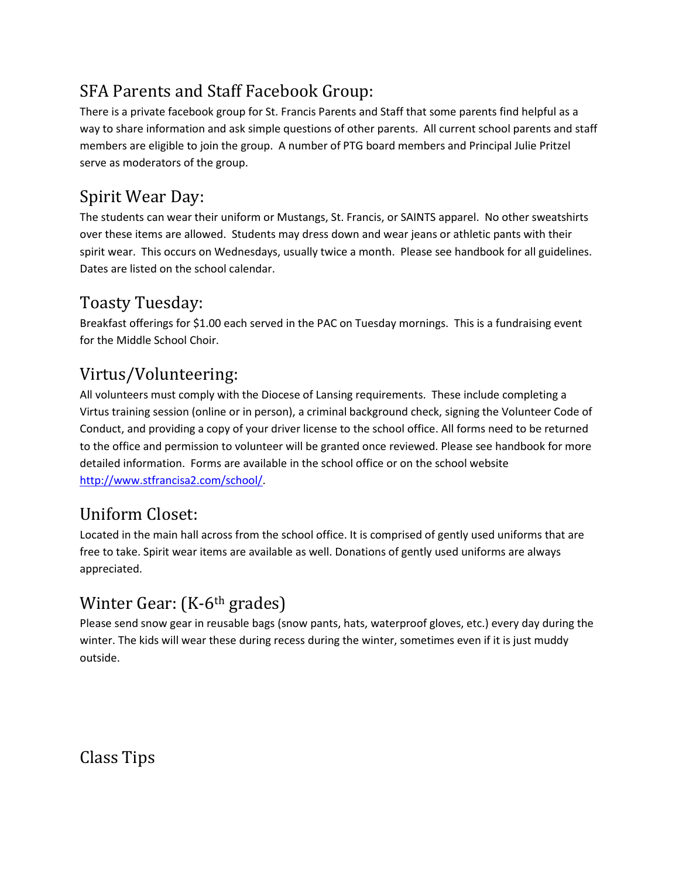## SFA Parents and Staff Facebook Group:

There is a private facebook group for St. Francis Parents and Staff that some parents find helpful as a way to share information and ask simple questions of other parents. All current school parents and staff members are eligible to join the group. A number of PTG board members and Principal Julie Pritzel serve as moderators of the group.

## Spirit Wear Day:

The students can wear their uniform or Mustangs, St. Francis, or SAINTS apparel. No other sweatshirts over these items are allowed. Students may dress down and wear jeans or athletic pants with their spirit wear. This occurs on Wednesdays, usually twice a month. Please see handbook for all guidelines. Dates are listed on the school calendar.

## Toasty Tuesday:

Breakfast offerings for $1.00 each served in the PAC on Tuesday mornings. This is a fundraising event for the Middle School Choir.

## Virtus/Volunteering:

All volunteers must comply with the Diocese of Lansing requirements. These include completing a Virtus training session (online or in person), a criminal background check, signing the Volunteer Code of Conduct, and providing a copy of your driver license to the school office. All forms need to be returned to the office and permission to volunteer will be granted once reviewed. Please see handbook for more detailed information. Forms are available in the school office or on the school website http://www.stfrancisa2.com/school/.

## Uniform Closet:

Located in the main hall across from the school office. It is comprised of gently used uniforms that are free to take. Spirit wear items are available as well. Donations of gently used uniforms are always appreciated.

## Winter Gear: (K-6th grades)

Please send snow gear in reusable bags (snow pants, hats, waterproof gloves, etc.) every day during the winter. The kids will wear these during recess during the winter, sometimes even if it is just muddy outside.

# Class Tips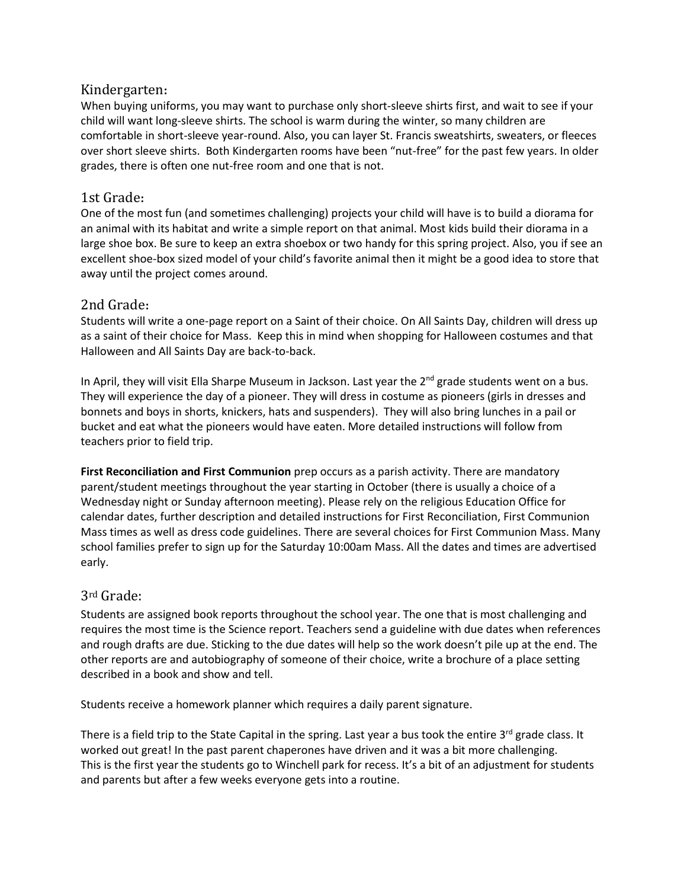## Kindergarten:

When buying uniforms, you may want to purchase only short-sleeve shirts first, and wait to see if your child will want long-sleeve shirts. The school is warm during the winter, so many children are comfortable in short-sleeve year-round. Also, you can layer St. Francis sweatshirts, sweaters, or fleeces over short sleeve shirts. Both Kindergarten rooms have been "nut-free" for the past few years. In older grades, there is often one nut-free room and one that is not.

## 1st Grade:

One of the most fun (and sometimes challenging) projects your child will have is to build a diorama for an animal with its habitat and write a simple report on that animal. Most kids build their diorama in a large shoe box. Be sure to keep an extra shoebox or two handy for this spring project. Also, you if see an excellent shoe-box sized model of your child's favorite animal then it might be a good idea to store that away until the project comes around.

## 2nd Grade:

Students will write a one-page report on a Saint of their choice. On All Saints Day, children will dress up as a saint of their choice for Mass. Keep this in mind when shopping for Halloween costumes and that Halloween and All Saints Day are back-to-back.

In April, they will visit Ella Sharpe Museum in Jackson. Last year the 2nd grade students went on a bus. They will experience the day of a pioneer. They will dress in costume as pioneers (girls in dresses and bonnets and boys in shorts, knickers, hats and suspenders). They will also bring lunches in a pail or bucket and eat what the pioneers would have eaten. More detailed instructions will follow from teachers prior to field trip.

**First Reconciliation and First Communion** prep occurs as a parish activity. There are mandatory parent/student meetings throughout the year starting in October (there is usually a choice of a Wednesday night or Sunday afternoon meeting). Please rely on the religious Education Office for calendar dates, further description and detailed instructions for First Reconciliation, First Communion Mass times as well as dress code guidelines. There are several choices for First Communion Mass. Many school families prefer to sign up for the Saturday 10:00am Mass. All the dates and times are advertised early.

## 3rd Grade:

Students are assigned book reports throughout the school year. The one that is most challenging and requires the most time is the Science report. Teachers send a guideline with due dates when references and rough drafts are due. Sticking to the due dates will help so the work doesn't pile up at the end. The other reports are and autobiography of someone of their choice, write a brochure of a place setting described in a book and show and tell.

Students receive a homework planner which requires a daily parent signature.

There is a field trip to the State Capital in the spring. Last year a bus took the entire 3rd grade class. It worked out great! In the past parent chaperones have driven and it was a bit more challenging.
This is the first year the students go to Winchell park for recess. It's a bit of an adjustment for students and parents but after a few weeks everyone gets into a routine.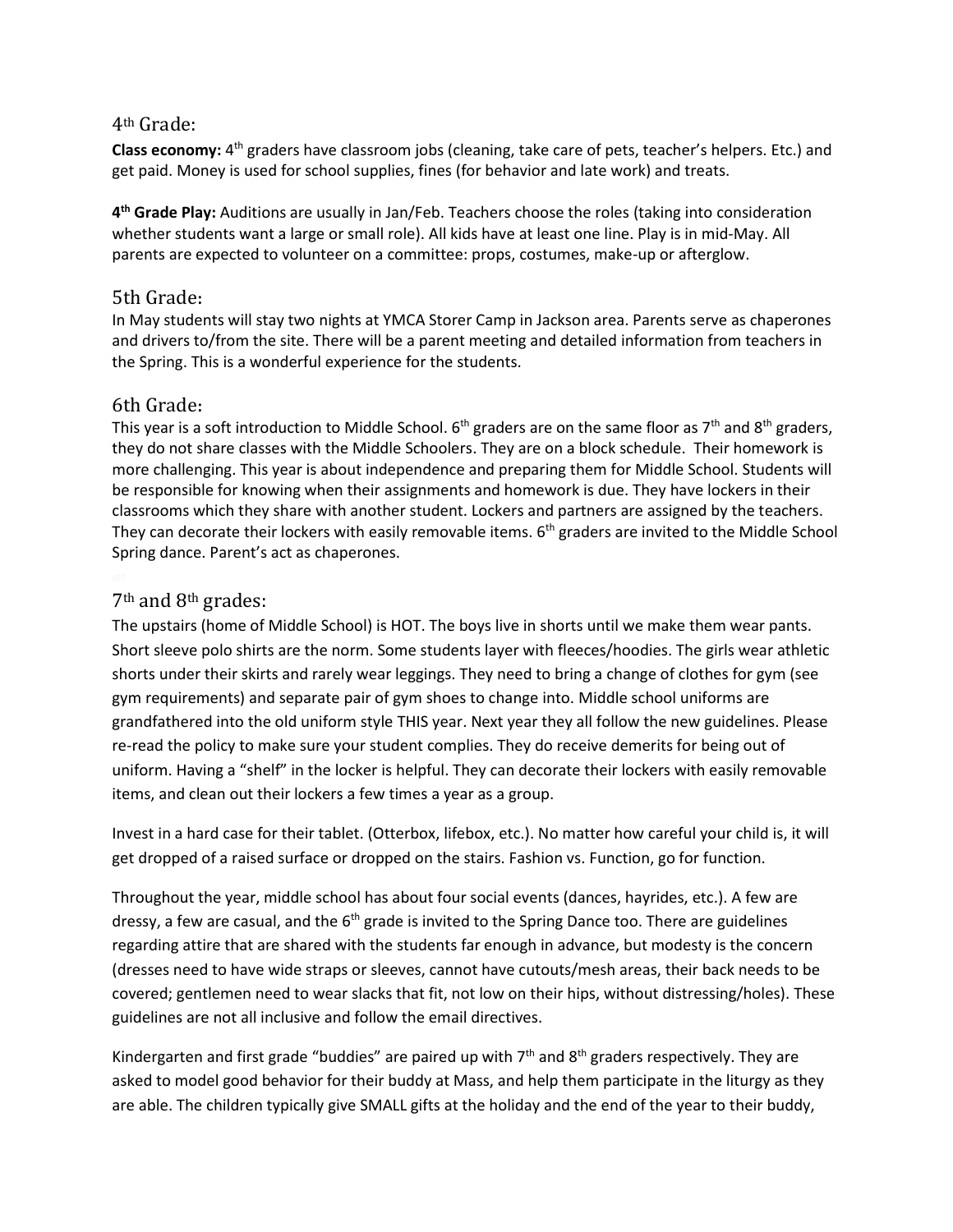## 4th Grade:

**Class economy:** 4th graders have classroom jobs (cleaning, take care of pets, teacher's helpers. Etc.) and get paid. Money is used for school supplies, fines (for behavior and late work) and treats.

**4th Grade Play:** Auditions are usually in Jan/Feb. Teachers choose the roles (taking into consideration whether students want a large or small role). All kids have at least one line. Play is in mid-May. All parents are expected to volunteer on a committee: props, costumes, make-up or afterglow.

## 5th Grade:

In May students will stay two nights at YMCA Storer Camp in Jackson area. Parents serve as chaperones and drivers to/from the site. There will be a parent meeting and detailed information from teachers in the Spring. This is a wonderful experience for the students.

## 6th Grade:

This year is a soft introduction to Middle School. 6th graders are on the same floor as 7th and 8th graders, they do not share classes with the Middle Schoolers. They are on a block schedule. Their homework is more challenging. This year is about independence and preparing them for Middle School. Students will be responsible for knowing when their assignments and homework is due. They have lockers in their classrooms which they share with another student. Lockers and partners are assigned by the teachers. They can decorate their lockers with easily removable items. 6th graders are invited to the Middle School Spring dance. Parent's act as chaperones.

## 7th and 8th grades:

The upstairs (home of Middle School) is HOT. The boys live in shorts until we make them wear pants. Short sleeve polo shirts are the norm. Some students layer with fleeces/hoodies. The girls wear athletic shorts under their skirts and rarely wear leggings. They need to bring a change of clothes for gym (see gym requirements) and separate pair of gym shoes to change into. Middle school uniforms are grandfathered into the old uniform style THIS year. Next year they all follow the new guidelines. Please re-read the policy to make sure your student complies. They do receive demerits for being out of uniform. Having a "shelf" in the locker is helpful. They can decorate their lockers with easily removable items, and clean out their lockers a few times a year as a group.

Invest in a hard case for their tablet. (Otterbox, lifebox, etc.). No matter how careful your child is, it will get dropped of a raised surface or dropped on the stairs. Fashion vs. Function, go for function.

Throughout the year, middle school has about four social events (dances, hayrides, etc.). A few are dressy, a few are casual, and the 6th grade is invited to the Spring Dance too. There are guidelines regarding attire that are shared with the students far enough in advance, but modesty is the concern (dresses need to have wide straps or sleeves, cannot have cutouts/mesh areas, their back needs to be covered; gentlemen need to wear slacks that fit, not low on their hips, without distressing/holes). These guidelines are not all inclusive and follow the email directives.

Kindergarten and first grade "buddies" are paired up with 7th and 8th graders respectively. They are asked to model good behavior for their buddy at Mass, and help them participate in the liturgy as they are able. The children typically give SMALL gifts at the holiday and the end of the year to their buddy,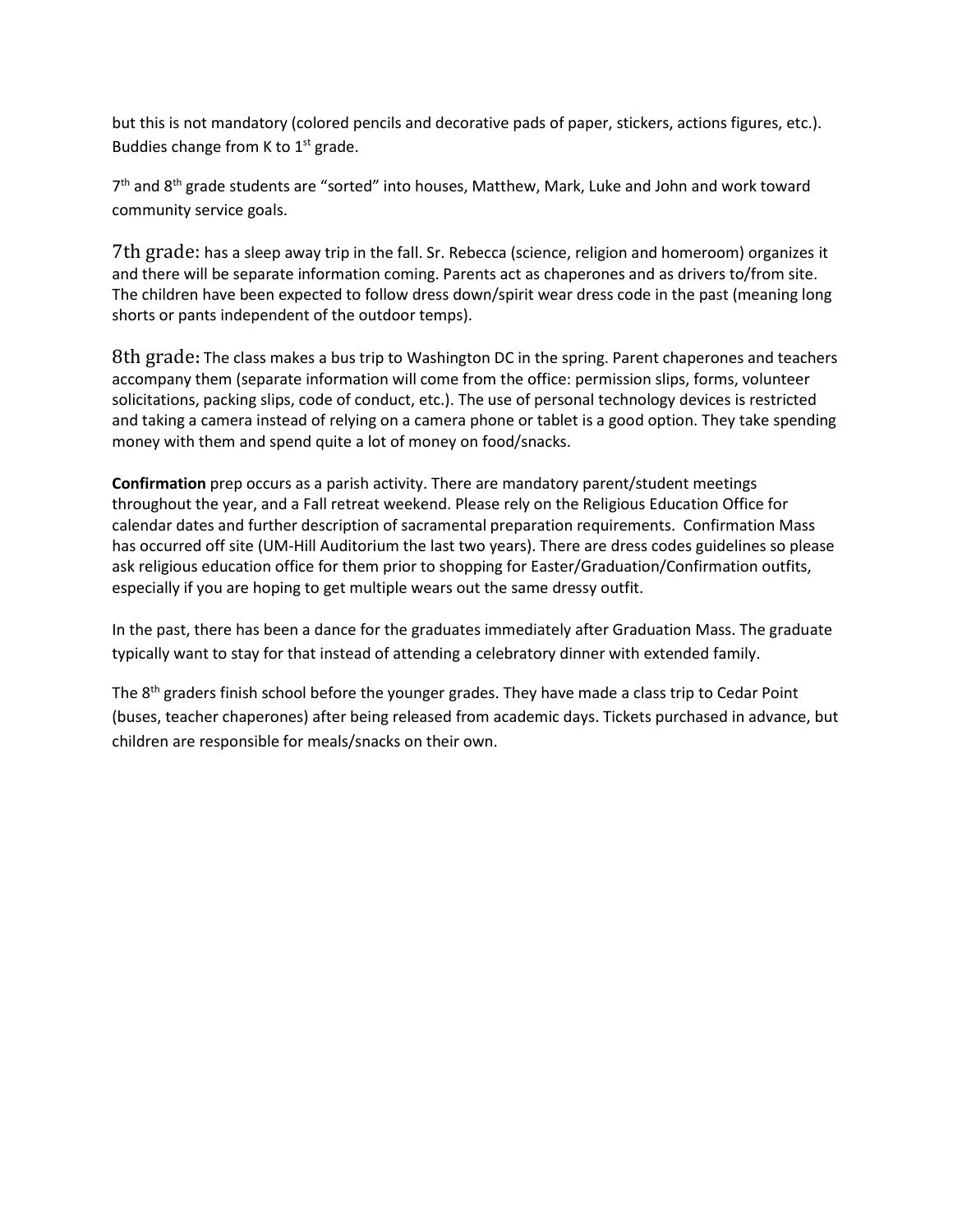but this is not mandatory (colored pencils and decorative pads of paper, stickers, actions figures, etc.). Buddies change from K to 1st grade.

7th and 8th grade students are "sorted" into houses, Matthew, Mark, Luke and John and work toward community service goals.

7th grade: has a sleep away trip in the fall. Sr. Rebecca (science, religion and homeroom) organizes it and there will be separate information coming. Parents act as chaperones and as drivers to/from site. The children have been expected to follow dress down/spirit wear dress code in the past (meaning long shorts or pants independent of the outdoor temps).

8th grade: The class makes a bus trip to Washington DC in the spring. Parent chaperones and teachers accompany them (separate information will come from the office: permission slips, forms, volunteer solicitations, packing slips, code of conduct, etc.). The use of personal technology devices is restricted and taking a camera instead of relying on a camera phone or tablet is a good option. They take spending money with them and spend quite a lot of money on food/snacks.

**Confirmation** prep occurs as a parish activity. There are mandatory parent/student meetings throughout the year, and a Fall retreat weekend. Please rely on the Religious Education Office for calendar dates and further description of sacramental preparation requirements. Confirmation Mass has occurred off site (UM-Hill Auditorium the last two years). There are dress codes guidelines so please ask religious education office for them prior to shopping for Easter/Graduation/Confirmation outfits, especially if you are hoping to get multiple wears out the same dressy outfit.

In the past, there has been a dance for the graduates immediately after Graduation Mass. The graduate typically want to stay for that instead of attending a celebratory dinner with extended family.

The 8th graders finish school before the younger grades. They have made a class trip to Cedar Point (buses, teacher chaperones) after being released from academic days. Tickets purchased in advance, but children are responsible for meals/snacks on their own.